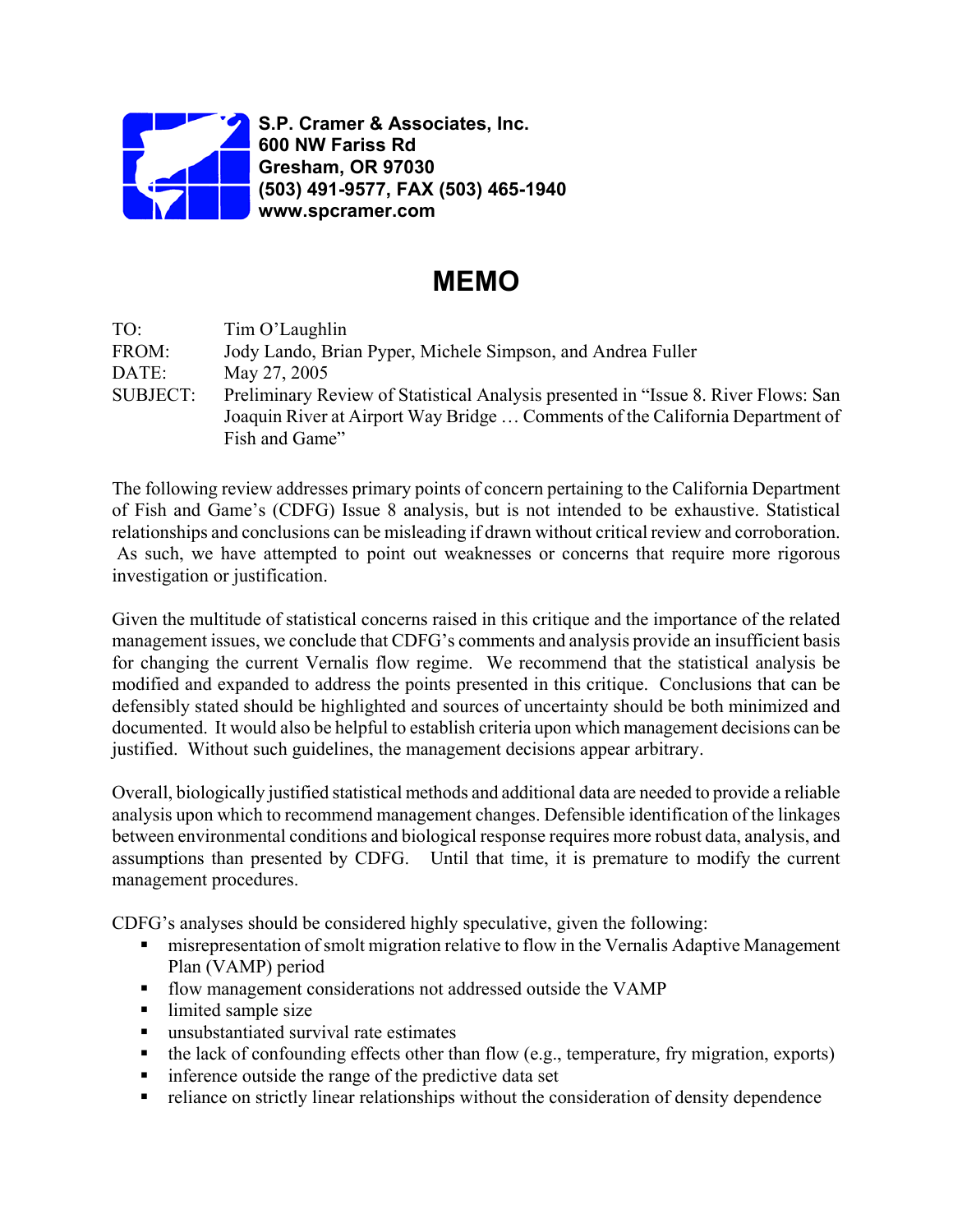**S.P. Cramer & Associates, Inc.**
**600 NW Fariss Rd**
**Gresham, OR 97030**
**(503) 491-9577, FAX (503) 465-1940**
**www.spcramer.com**

# MEMO

TO: Tim O'Laughlin
FROM: Jody Lando, Brian Pyper, Michele Simpson, and Andrea Fuller
DATE: May 27, 2005
SUBJECT: Preliminary Review of Statistical Analysis presented in "Issue 8. River Flows: San Joaquin River at Airport Way Bridge … Comments of the California Department of Fish and Game"

The following review addresses primary points of concern pertaining to the California Department of Fish and Game's (CDFG) Issue 8 analysis, but is not intended to be exhaustive. Statistical relationships and conclusions can be misleading if drawn without critical review and corroboration. As such, we have attempted to point out weaknesses or concerns that require more rigorous investigation or justification.

Given the multitude of statistical concerns raised in this critique and the importance of the related management issues, we conclude that CDFG's comments and analysis provide an insufficient basis for changing the current Vernalis flow regime. We recommend that the statistical analysis be modified and expanded to address the points presented in this critique. Conclusions that can be defensibly stated should be highlighted and sources of uncertainty should be both minimized and documented. It would also be helpful to establish criteria upon which management decisions can be justified. Without such guidelines, the management decisions appear arbitrary.

Overall, biologically justified statistical methods and additional data are needed to provide a reliable analysis upon which to recommend management changes. Defensible identification of the linkages between environmental conditions and biological response requires more robust data, analysis, and assumptions than presented by CDFG. Until that time, it is premature to modify the current management procedures.

CDFG's analyses should be considered highly speculative, given the following:

- misrepresentation of smolt migration relative to flow in the Vernalis Adaptive Management Plan (VAMP) period
- flow management considerations not addressed outside the VAMP
- limited sample size
- unsubstantiated survival rate estimates
- the lack of confounding effects other than flow (e.g., temperature, fry migration, exports)
- inference outside the range of the predictive data set
- reliance on strictly linear relationships without the consideration of density dependence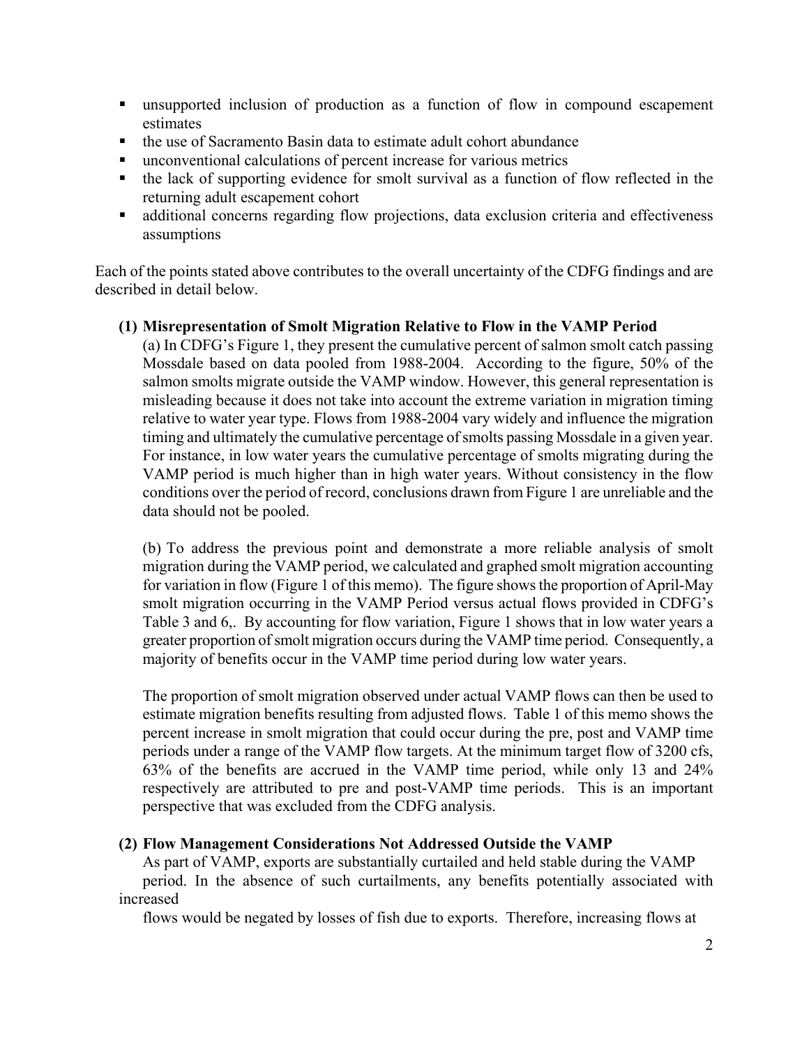- unsupported inclusion of production as a function of flow in compound escapement estimates
- the use of Sacramento Basin data to estimate adult cohort abundance
- unconventional calculations of percent increase for various metrics
- the lack of supporting evidence for smolt survival as a function of flow reflected in the returning adult escapement cohort
- additional concerns regarding flow projections, data exclusion criteria and effectiveness assumptions

Each of the points stated above contributes to the overall uncertainty of the CDFG findings and are described in detail below.

**(1) Misrepresentation of Smolt Migration Relative to Flow in the VAMP Period**

(a) In CDFG's Figure 1, they present the cumulative percent of salmon smolt catch passing Mossdale based on data pooled from 1988-2004. According to the figure, 50% of the salmon smolts migrate outside the VAMP window. However, this general representation is misleading because it does not take into account the extreme variation in migration timing relative to water year type. Flows from 1988-2004 vary widely and influence the migration timing and ultimately the cumulative percentage of smolts passing Mossdale in a given year. For instance, in low water years the cumulative percentage of smolts migrating during the VAMP period is much higher than in high water years. Without consistency in the flow conditions over the period of record, conclusions drawn from Figure 1 are unreliable and the data should not be pooled.

(b) To address the previous point and demonstrate a more reliable analysis of smolt migration during the VAMP period, we calculated and graphed smolt migration accounting for variation in flow (Figure 1 of this memo). The figure shows the proportion of April-May smolt migration occurring in the VAMP Period versus actual flows provided in CDFG's Table 3 and 6,. By accounting for flow variation, Figure 1 shows that in low water years a greater proportion of smolt migration occurs during the VAMP time period. Consequently, a majority of benefits occur in the VAMP time period during low water years.

The proportion of smolt migration observed under actual VAMP flows can then be used to estimate migration benefits resulting from adjusted flows. Table 1 of this memo shows the percent increase in smolt migration that could occur during the pre, post and VAMP time periods under a range of the VAMP flow targets. At the minimum target flow of 3200 cfs, 63% of the benefits are accrued in the VAMP time period, while only 13 and 24% respectively are attributed to pre and post-VAMP time periods. This is an important perspective that was excluded from the CDFG analysis.

**(2) Flow Management Considerations Not Addressed Outside the VAMP**

As part of VAMP, exports are substantially curtailed and held stable during the VAMP period. In the absence of such curtailments, any benefits potentially associated with increased flows would be negated by losses of fish due to exports. Therefore, increasing flows at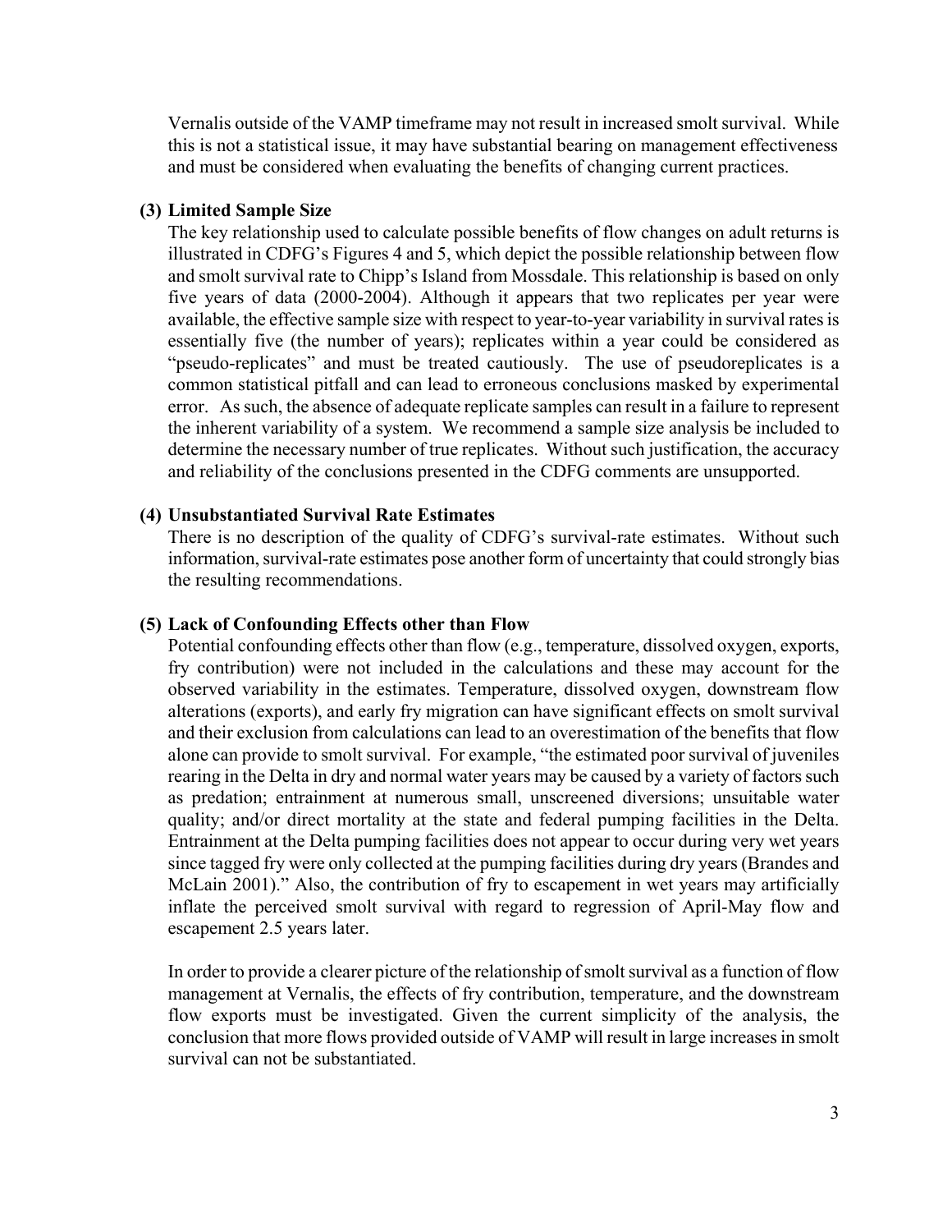Vernalis outside of the VAMP timeframe may not result in increased smolt survival. While this is not a statistical issue, it may have substantial bearing on management effectiveness and must be considered when evaluating the benefits of changing current practices.

**(3) Limited Sample Size**

The key relationship used to calculate possible benefits of flow changes on adult returns is illustrated in CDFG's Figures 4 and 5, which depict the possible relationship between flow and smolt survival rate to Chipp's Island from Mossdale. This relationship is based on only five years of data (2000-2004). Although it appears that two replicates per year were available, the effective sample size with respect to year-to-year variability in survival rates is essentially five (the number of years); replicates within a year could be considered as "pseudo-replicates" and must be treated cautiously. The use of pseudoreplicates is a common statistical pitfall and can lead to erroneous conclusions masked by experimental error. As such, the absence of adequate replicate samples can result in a failure to represent the inherent variability of a system. We recommend a sample size analysis be included to determine the necessary number of true replicates. Without such justification, the accuracy and reliability of the conclusions presented in the CDFG comments are unsupported.

**(4) Unsubstantiated Survival Rate Estimates**

There is no description of the quality of CDFG's survival-rate estimates. Without such information, survival-rate estimates pose another form of uncertainty that could strongly bias the resulting recommendations.

**(5) Lack of Confounding Effects other than Flow**

Potential confounding effects other than flow (e.g., temperature, dissolved oxygen, exports, fry contribution) were not included in the calculations and these may account for the observed variability in the estimates. Temperature, dissolved oxygen, downstream flow alterations (exports), and early fry migration can have significant effects on smolt survival and their exclusion from calculations can lead to an overestimation of the benefits that flow alone can provide to smolt survival. For example, "the estimated poor survival of juveniles rearing in the Delta in dry and normal water years may be caused by a variety of factors such as predation; entrainment at numerous small, unscreened diversions; unsuitable water quality; and/or direct mortality at the state and federal pumping facilities in the Delta. Entrainment at the Delta pumping facilities does not appear to occur during very wet years since tagged fry were only collected at the pumping facilities during dry years (Brandes and McLain 2001)." Also, the contribution of fry to escapement in wet years may artificially inflate the perceived smolt survival with regard to regression of April-May flow and escapement 2.5 years later.

In order to provide a clearer picture of the relationship of smolt survival as a function of flow management at Vernalis, the effects of fry contribution, temperature, and the downstream flow exports must be investigated. Given the current simplicity of the analysis, the conclusion that more flows provided outside of VAMP will result in large increases in smolt survival can not be substantiated.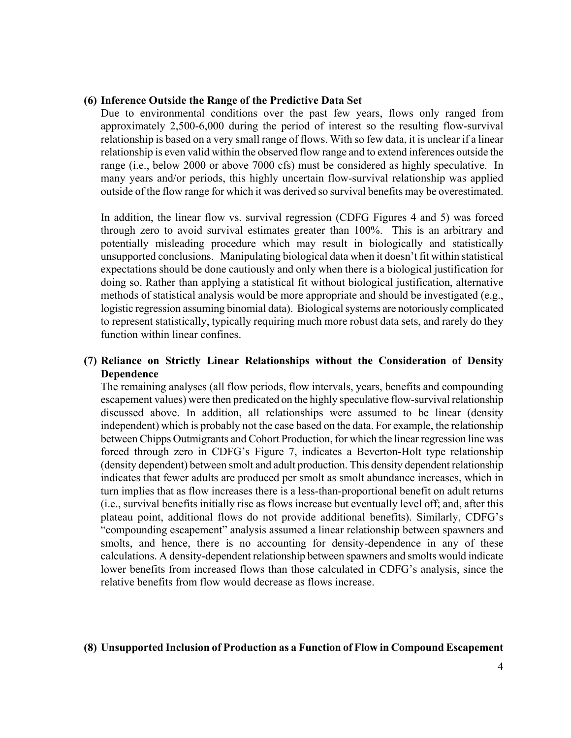### (6) Inference Outside the Range of the Predictive Data Set

Due to environmental conditions over the past few years, flows only ranged from approximately 2,500-6,000 during the period of interest so the resulting flow-survival relationship is based on a very small range of flows. With so few data, it is unclear if a linear relationship is even valid within the observed flow range and to extend inferences outside the range (i.e., below 2000 or above 7000 cfs) must be considered as highly speculative. In many years and/or periods, this highly uncertain flow-survival relationship was applied outside of the flow range for which it was derived so survival benefits may be overestimated.

In addition, the linear flow vs. survival regression (CDFG Figures 4 and 5) was forced through zero to avoid survival estimates greater than 100%. This is an arbitrary and potentially misleading procedure which may result in biologically and statistically unsupported conclusions. Manipulating biological data when it doesn't fit within statistical expectations should be done cautiously and only when there is a biological justification for doing so. Rather than applying a statistical fit without biological justification, alternative methods of statistical analysis would be more appropriate and should be investigated (e.g., logistic regression assuming binomial data). Biological systems are notoriously complicated to represent statistically, typically requiring much more robust data sets, and rarely do they function within linear confines.

### (7) Reliance on Strictly Linear Relationships without the Consideration of Density Dependence

The remaining analyses (all flow periods, flow intervals, years, benefits and compounding escapement values) were then predicated on the highly speculative flow-survival relationship discussed above. In addition, all relationships were assumed to be linear (density independent) which is probably not the case based on the data. For example, the relationship between Chipps Outmigrants and Cohort Production, for which the linear regression line was forced through zero in CDFG's Figure 7, indicates a Beverton-Holt type relationship (density dependent) between smolt and adult production. This density dependent relationship indicates that fewer adults are produced per smolt as smolt abundance increases, which in turn implies that as flow increases there is a less-than-proportional benefit on adult returns (i.e., survival benefits initially rise as flows increase but eventually level off; and, after this plateau point, additional flows do not provide additional benefits). Similarly, CDFG's "compounding escapement" analysis assumed a linear relationship between spawners and smolts, and hence, there is no accounting for density-dependence in any of these calculations. A density-dependent relationship between spawners and smolts would indicate lower benefits from increased flows than those calculated in CDFG's analysis, since the relative benefits from flow would decrease as flows increase.

### (8) Unsupported Inclusion of Production as a Function of Flow in Compound Escapement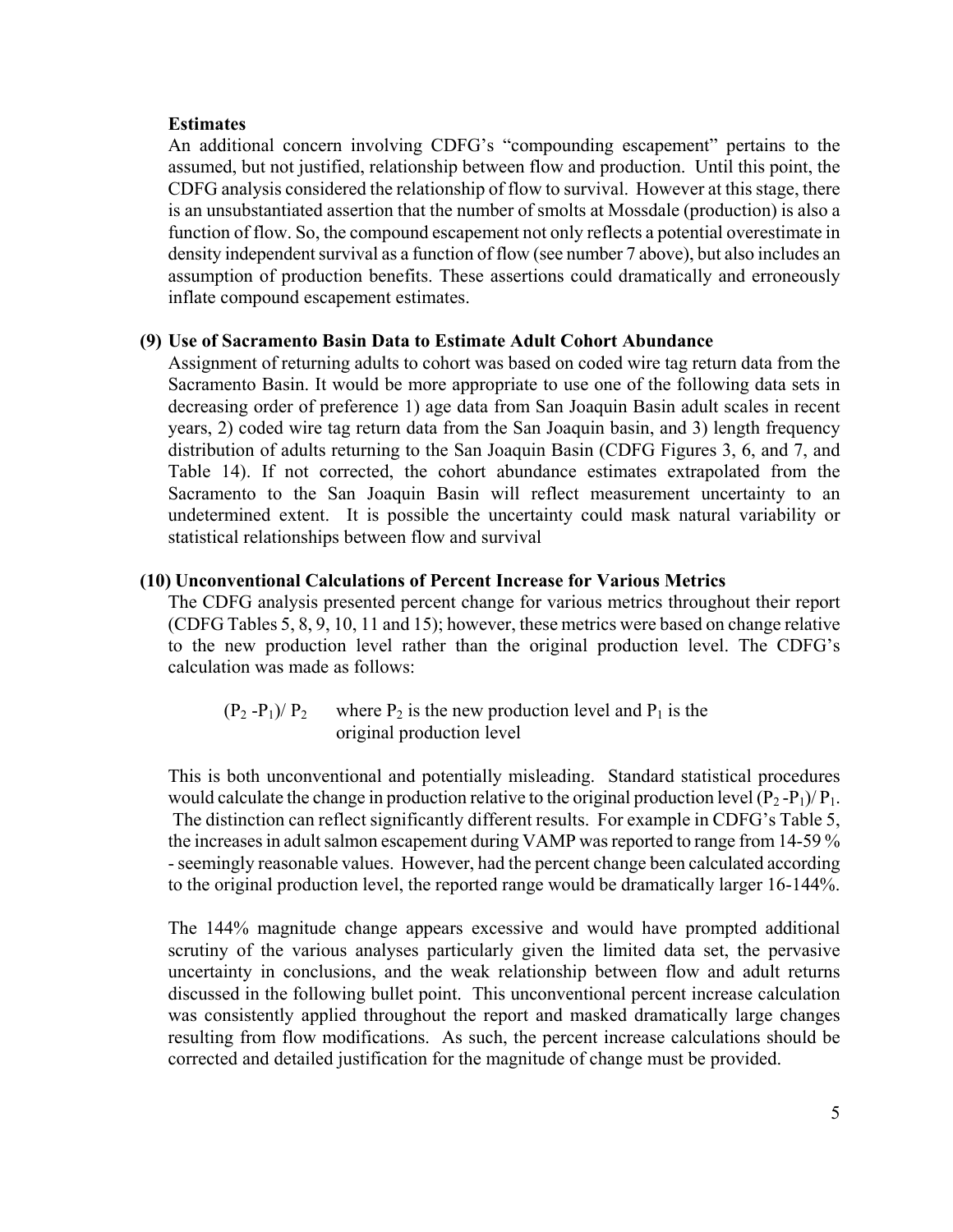**Estimates**

An additional concern involving CDFG's "compounding escapement" pertains to the assumed, but not justified, relationship between flow and production. Until this point, the CDFG analysis considered the relationship of flow to survival. However at this stage, there is an unsubstantiated assertion that the number of smolts at Mossdale (production) is also a function of flow. So, the compound escapement not only reflects a potential overestimate in density independent survival as a function of flow (see number 7 above), but also includes an assumption of production benefits. These assertions could dramatically and erroneously inflate compound escapement estimates.

**(9) Use of Sacramento Basin Data to Estimate Adult Cohort Abundance**

Assignment of returning adults to cohort was based on coded wire tag return data from the Sacramento Basin. It would be more appropriate to use one of the following data sets in decreasing order of preference 1) age data from San Joaquin Basin adult scales in recent years, 2) coded wire tag return data from the San Joaquin basin, and 3) length frequency distribution of adults returning to the San Joaquin Basin (CDFG Figures 3, 6, and 7, and Table 14). If not corrected, the cohort abundance estimates extrapolated from the Sacramento to the San Joaquin Basin will reflect measurement uncertainty to an undetermined extent. It is possible the uncertainty could mask natural variability or statistical relationships between flow and survival

**(10) Unconventional Calculations of Percent Increase for Various Metrics**

The CDFG analysis presented percent change for various metrics throughout their report (CDFG Tables 5, 8, 9, 10, 11 and 15); however, these metrics were based on change relative to the new production level rather than the original production level. The CDFG's calculation was made as follows:

$(P_2 - P_1)/ P_2$ where $P_2$ is the new production level and $P_1$ is the original production level

This is both unconventional and potentially misleading. Standard statistical procedures would calculate the change in production relative to the original production level $(P_2 - P_1)/ P_1$. The distinction can reflect significantly different results. For example in CDFG's Table 5, the increases in adult salmon escapement during VAMP was reported to range from 14-59 % - seemingly reasonable values. However, had the percent change been calculated according to the original production level, the reported range would be dramatically larger 16-144%.

The 144% magnitude change appears excessive and would have prompted additional scrutiny of the various analyses particularly given the limited data set, the pervasive uncertainty in conclusions, and the weak relationship between flow and adult returns discussed in the following bullet point. This unconventional percent increase calculation was consistently applied throughout the report and masked dramatically large changes resulting from flow modifications. As such, the percent increase calculations should be corrected and detailed justification for the magnitude of change must be provided.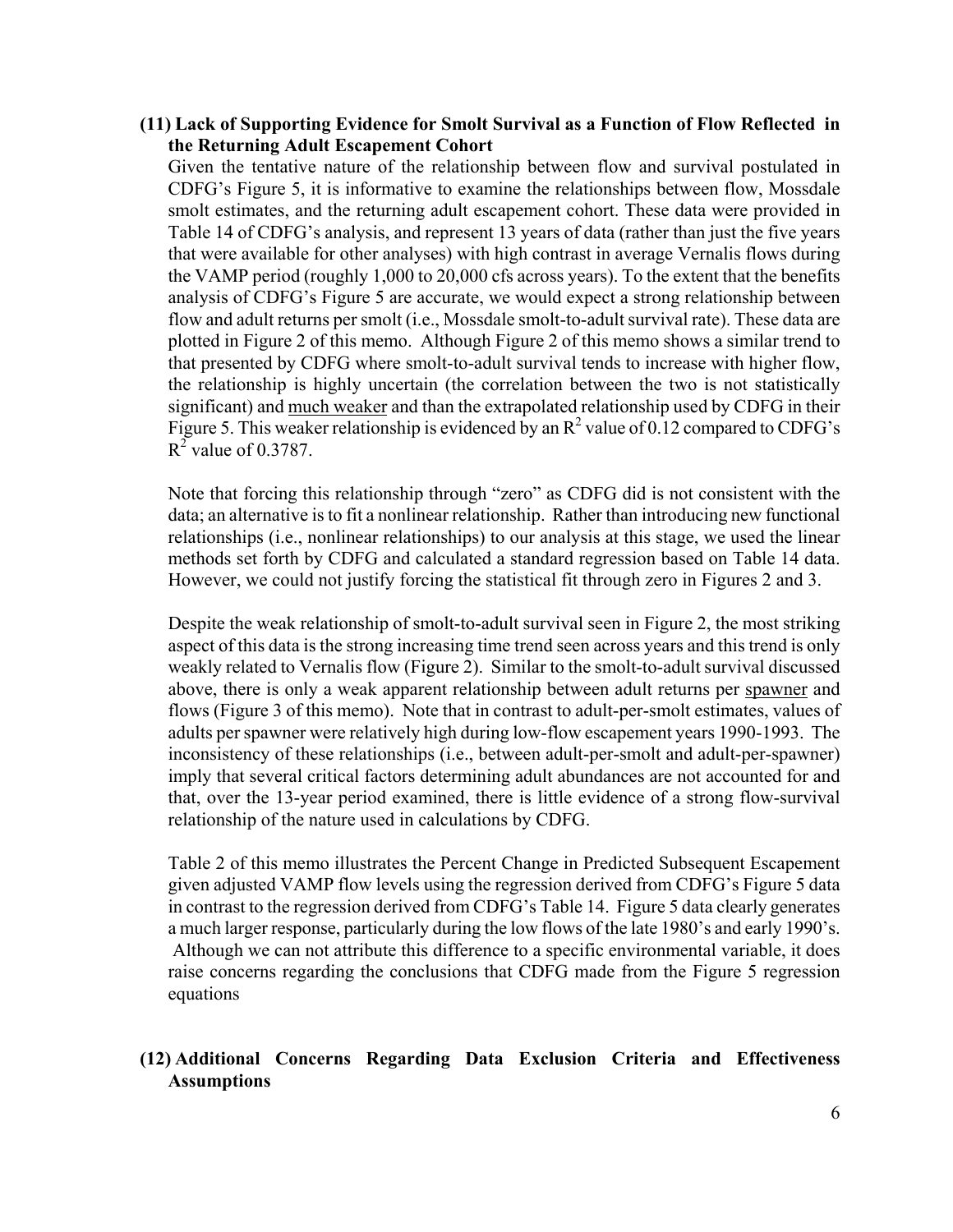### (11) Lack of Supporting Evidence for Smolt Survival as a Function of Flow Reflected in the Returning Adult Escapement Cohort

Given the tentative nature of the relationship between flow and survival postulated in CDFG's Figure 5, it is informative to examine the relationships between flow, Mossdale smolt estimates, and the returning adult escapement cohort. These data were provided in Table 14 of CDFG's analysis, and represent 13 years of data (rather than just the five years that were available for other analyses) with high contrast in average Vernalis flows during the VAMP period (roughly 1,000 to 20,000 cfs across years). To the extent that the benefits analysis of CDFG's Figure 5 are accurate, we would expect a strong relationship between flow and adult returns per smolt (i.e., Mossdale smolt-to-adult survival rate). These data are plotted in Figure 2 of this memo. Although Figure 2 of this memo shows a similar trend to that presented by CDFG where smolt-to-adult survival tends to increase with higher flow, the relationship is highly uncertain (the correlation between the two is not statistically significant) and <u>much weaker</u> and than the extrapolated relationship used by CDFG in their Figure 5. This weaker relationship is evidenced by an $R^2$ value of 0.12 compared to CDFG's $R^2$ value of 0.3787.

Note that forcing this relationship through "zero" as CDFG did is not consistent with the data; an alternative is to fit a nonlinear relationship. Rather than introducing new functional relationships (i.e., nonlinear relationships) to our analysis at this stage, we used the linear methods set forth by CDFG and calculated a standard regression based on Table 14 data. However, we could not justify forcing the statistical fit through zero in Figures 2 and 3.

Despite the weak relationship of smolt-to-adult survival seen in Figure 2, the most striking aspect of this data is the strong increasing time trend seen across years and this trend is only weakly related to Vernalis flow (Figure 2). Similar to the smolt-to-adult survival discussed above, there is only a weak apparent relationship between adult returns per <u>spawner</u> and flows (Figure 3 of this memo). Note that in contrast to adult-per-smolt estimates, values of adults per spawner were relatively high during low-flow escapement years 1990-1993. The inconsistency of these relationships (i.e., between adult-per-smolt and adult-per-spawner) imply that several critical factors determining adult abundances are not accounted for and that, over the 13-year period examined, there is little evidence of a strong flow-survival relationship of the nature used in calculations by CDFG.

Table 2 of this memo illustrates the Percent Change in Predicted Subsequent Escapement given adjusted VAMP flow levels using the regression derived from CDFG's Figure 5 data in contrast to the regression derived from CDFG's Table 14. Figure 5 data clearly generates a much larger response, particularly during the low flows of the late 1980's and early 1990's. Although we can not attribute this difference to a specific environmental variable, it does raise concerns regarding the conclusions that CDFG made from the Figure 5 regression equations

### (12) Additional Concerns Regarding Data Exclusion Criteria and Effectiveness Assumptions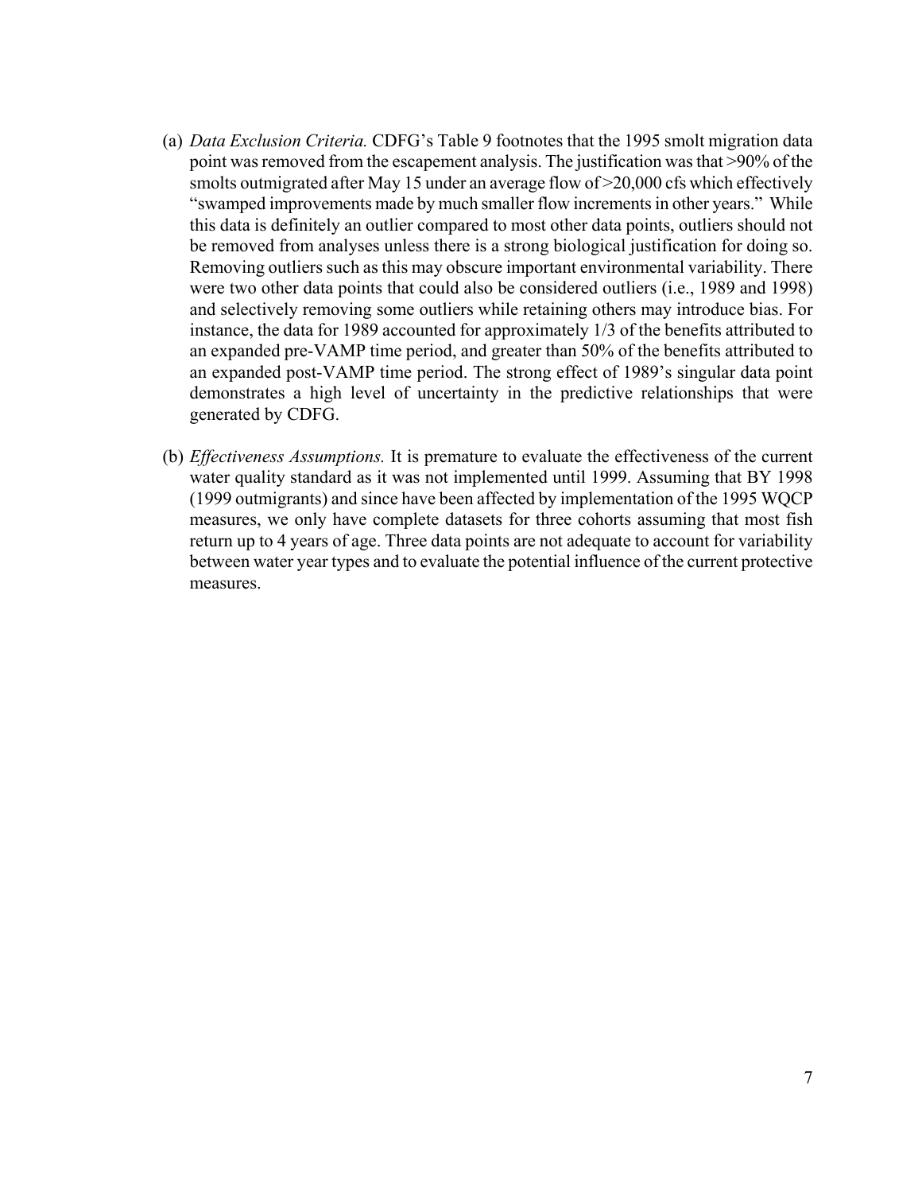(a) *Data Exclusion Criteria.* CDFG's Table 9 footnotes that the 1995 smolt migration data point was removed from the escapement analysis. The justification was that >90% of the smolts outmigrated after May 15 under an average flow of >20,000 cfs which effectively "swamped improvements made by much smaller flow increments in other years." While this data is definitely an outlier compared to most other data points, outliers should not be removed from analyses unless there is a strong biological justification for doing so. Removing outliers such as this may obscure important environmental variability. There were two other data points that could also be considered outliers (i.e., 1989 and 1998) and selectively removing some outliers while retaining others may introduce bias. For instance, the data for 1989 accounted for approximately 1/3 of the benefits attributed to an expanded pre-VAMP time period, and greater than 50% of the benefits attributed to an expanded post-VAMP time period. The strong effect of 1989's singular data point demonstrates a high level of uncertainty in the predictive relationships that were generated by CDFG.

(b) *Effectiveness Assumptions.* It is premature to evaluate the effectiveness of the current water quality standard as it was not implemented until 1999. Assuming that BY 1998 (1999 outmigrants) and since have been affected by implementation of the 1995 WQCP measures, we only have complete datasets for three cohorts assuming that most fish return up to 4 years of age. Three data points are not adequate to account for variability between water year types and to evaluate the potential influence of the current protective measures.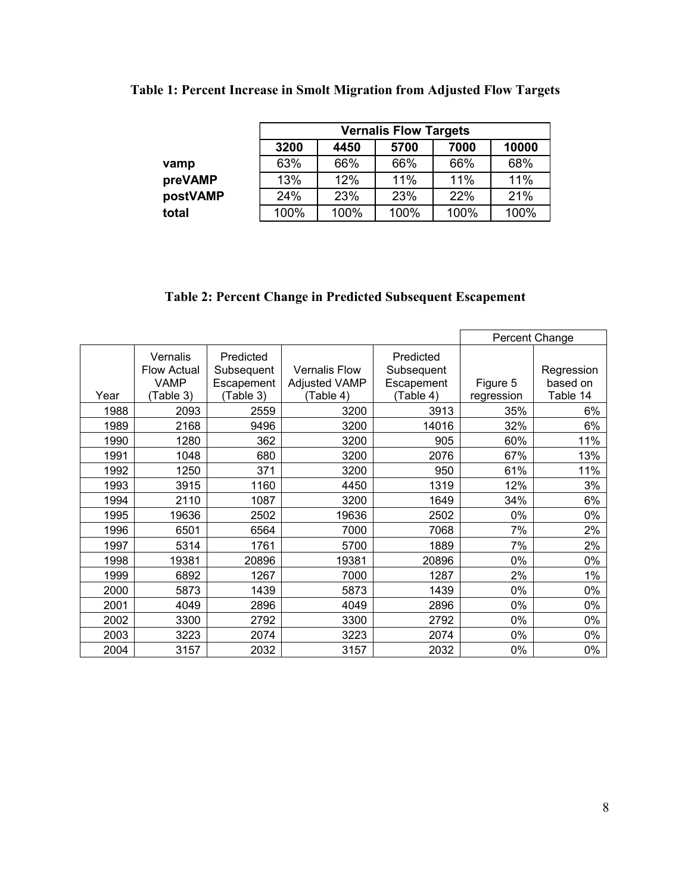**Table 1: Percent Increase in Smolt Migration from Adjusted Flow Targets**

| | Vernalis Flow Targets | | | | |
|---|---|---|---|---|---|
| | 3200 | 4450 | 5700 | 7000 | 10000 |
| vamp | 63% | 66% | 66% | 66% | 68% |
| preVAMP | 13% | 12% | 11% | 11% | 11% |
| postVAMP | 24% | 23% | 23% | 22% | 21% |
| total | 100% | 100% | 100% | 100% | 100% |

**Table 2: Percent Change in Predicted Subsequent Escapement**

| | | | | | Percent Change | |
|---|---|---|---|---|---|---|
| Year | Vernalis Flow Actual VAMP (Table 3) | Predicted Subsequent Escapement (Table 3) | Vernalis Flow Adjusted VAMP (Table 4) | Predicted Subsequent Escapement (Table 4) | Figure 5 regression | Regression based on Table 14 |
| 1988 | 2093 | 2559 | 3200 | 3913 | 35% | 6% |
| 1989 | 2168 | 9496 | 3200 | 14016 | 32% | 6% |
| 1990 | 1280 | 362 | 3200 | 905 | 60% | 11% |
| 1991 | 1048 | 680 | 3200 | 2076 | 67% | 13% |
| 1992 | 1250 | 371 | 3200 | 950 | 61% | 11% |
| 1993 | 3915 | 1160 | 4450 | 1319 | 12% | 3% |
| 1994 | 2110 | 1087 | 3200 | 1649 | 34% | 6% |
| 1995 | 19636 | 2502 | 19636 | 2502 | 0% | 0% |
| 1996 | 6501 | 6564 | 7000 | 7068 | 7% | 2% |
| 1997 | 5314 | 1761 | 5700 | 1889 | 7% | 2% |
| 1998 | 19381 | 20896 | 19381 | 20896 | 0% | 0% |
| 1999 | 6892 | 1267 | 7000 | 1287 | 2% | 1% |
| 2000 | 5873 | 1439 | 5873 | 1439 | 0% | 0% |
| 2001 | 4049 | 2896 | 4049 | 2896 | 0% | 0% |
| 2002 | 3300 | 2792 | 3300 | 2792 | 0% | 0% |
| 2003 | 3223 | 2074 | 3223 | 2074 | 0% | 0% |
| 2004 | 3157 | 2032 | 3157 | 2032 | 0% | 0% |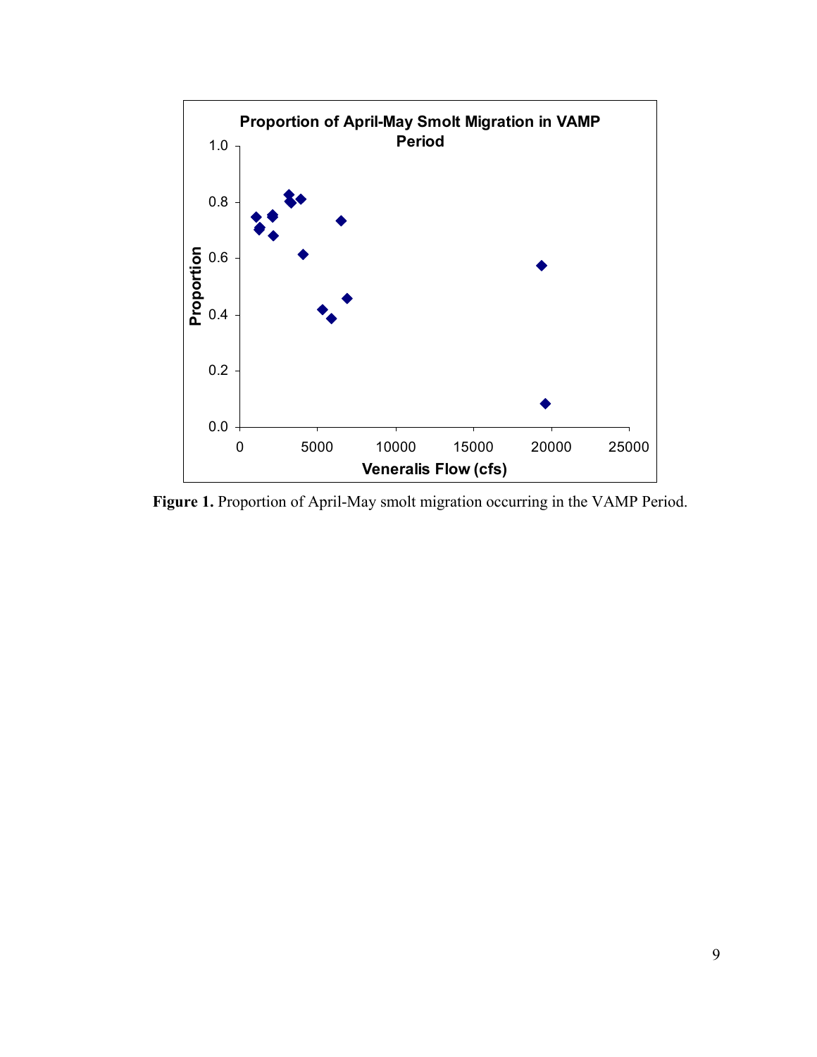Proportion of April-May Smolt Migration in VAMP Period

1.0

0.8

0.6

0.4

0.2

0.0

Proportion

0

5000

10000

15000

20000

25000

Veneralis Flow (cfs)

**Figure 1.** Proportion of April-May smolt migration occurring in the VAMP Period.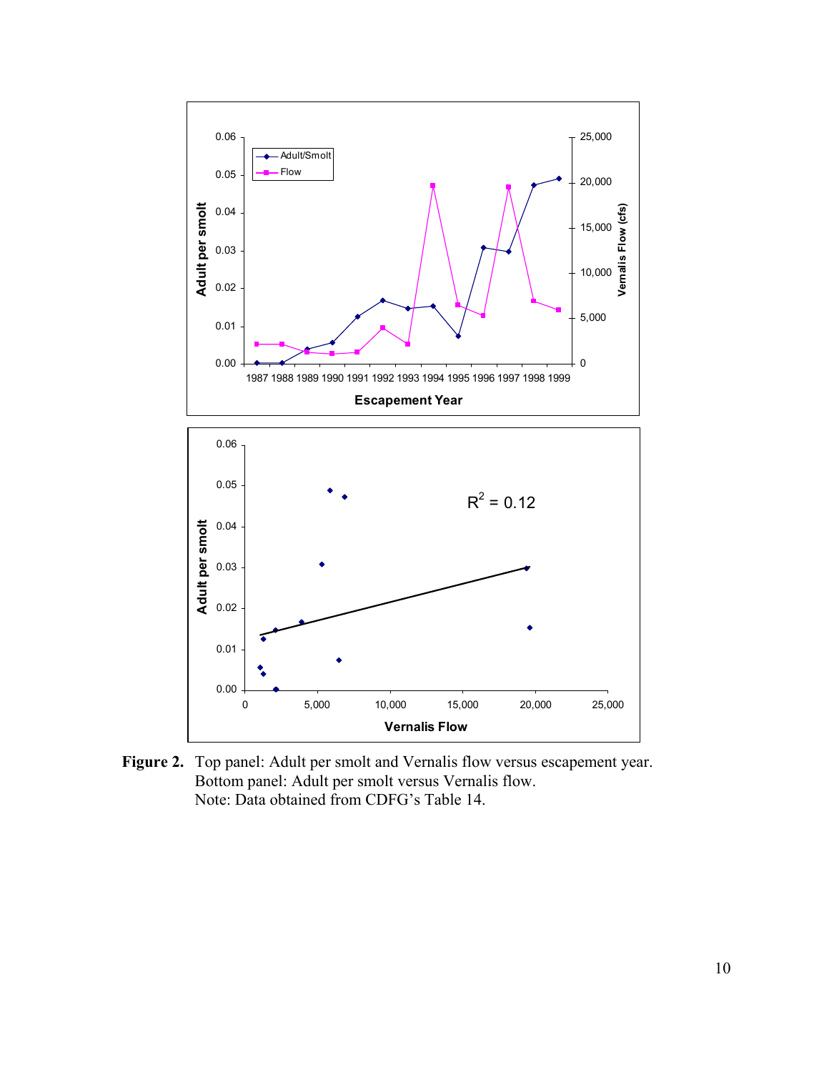Adult/Smolt

Flow

Adult per smolt

0.06
0.05
0.04
0.03
0.02
0.01
0.00

Vernalis Flow (cfs)

25,000
20,000
15,000
10,000
5,000
0

1987 1988 1989 1990 1991 1992 1993 1994 1995 1996 1997 1998 1999

Escapement Year

Adult per smolt

0.06
0.05
0.04
0.03
0.02
0.01
0.00

$R^2 = 0.12$

0
5,000
10,000
15,000
20,000
25,000

Vernalis Flow

**Figure 2.** Top panel: Adult per smolt and Vernalis flow versus escapement year.
Bottom panel: Adult per smolt versus Vernalis flow.
Note: Data obtained from CDFG's Table 14.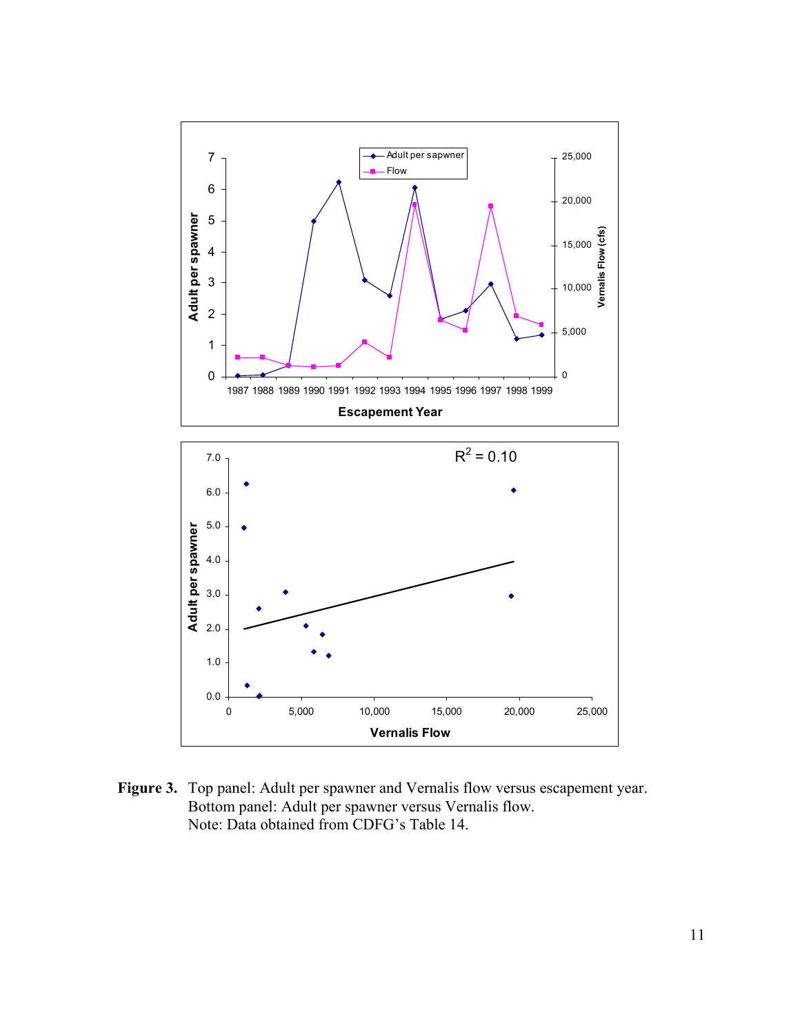7
6
5
4
3
2
1
0

Adult per spawner

Adult per sapwner
Flow

25,000
20,000
15,000
10,000
5,000
0

Vernalis Flow (cfs)

1987 1988 1989 1990 1991 1992 1993 1994 1995 1996 1997 1998 1999

Escapement Year

$R^2 = 0.10$

7.0
6.0
5.0
4.0
3.0
2.0
1.0
0.0

Adult per spawner

0 5,000 10,000 15,000 20,000 25,000

Vernalis Flow

**Figure 3.** Top panel: Adult per spawner and Vernalis flow versus escapement year.
Bottom panel: Adult per spawner versus Vernalis flow.
Note: Data obtained from CDFG's Table 14.